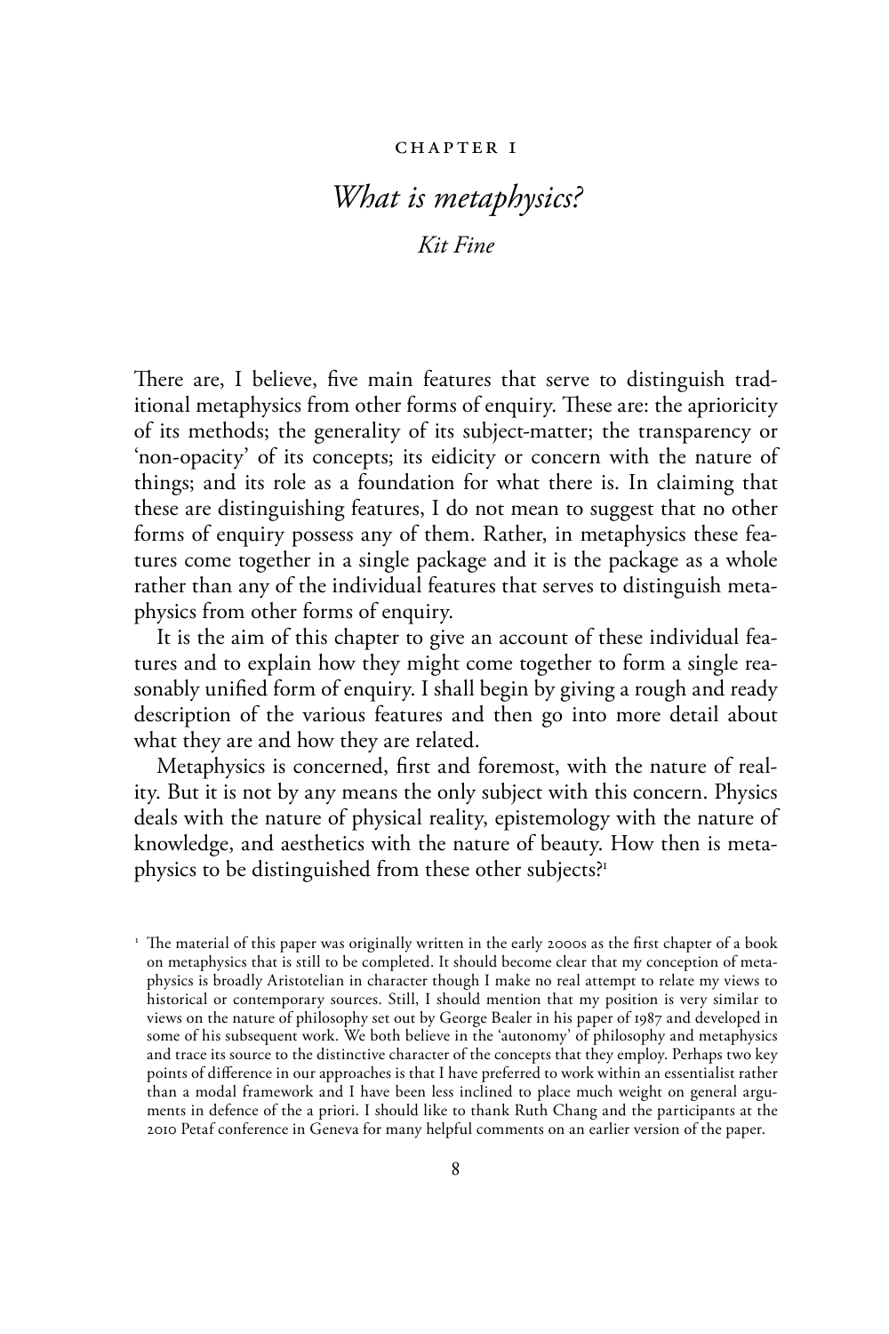CHAPTER 1

# *What is metaphysics?*

*Kit Fine*

There are, I believe, five main features that serve to distinguish traditional metaphysics from other forms of enquiry. These are: the aprioricity of its methods; the generality of its subject-matter; the transparency or 'non-opacity' of its concepts; its eidicity or concern with the nature of things; and its role as a foundation for what there is. In claiming that these are distinguishing features, I do not mean to suggest that no other forms of enquiry possess any of them. Rather, in metaphysics these features come together in a single package and it is the package as a whole rather than any of the individual features that serves to distinguish metaphysics from other forms of enquiry.

It is the aim of this chapter to give an account of these individual features and to explain how they might come together to form a single reasonably unified form of enquiry. I shall begin by giving a rough and ready description of the various features and then go into more detail about what they are and how they are related.

Metaphysics is concerned, first and foremost, with the nature of reality. But it is not by any means the only subject with this concern. Physics deals with the nature of physical reality, epistemology with the nature of knowledge, and aesthetics with the nature of beauty. How then is metaphysics to be distinguished from these other subjects?[1]

[1] The material of this paper was originally written in the early 2000s as the first chapter of a book on metaphysics that is still to be completed. It should become clear that my conception of metaphysics is broadly Aristotelian in character though I make no real attempt to relate my views to historical or contemporary sources. Still, I should mention that my position is very similar to views on the nature of philosophy set out by George Bealer in his paper of 1987 and developed in some of his subsequent work. We both believe in the 'autonomy' of philosophy and metaphysics and trace its source to the distinctive character of the concepts that they employ. Perhaps two key points of difference in our approaches is that I have preferred to work within an essentialist rather than a modal framework and I have been less inclined to place much weight on general arguments in defence of the a priori. I should like to thank Ruth Chang and the participants at the 2010 Petaf conference in Geneva for many helpful comments on an earlier version of the paper.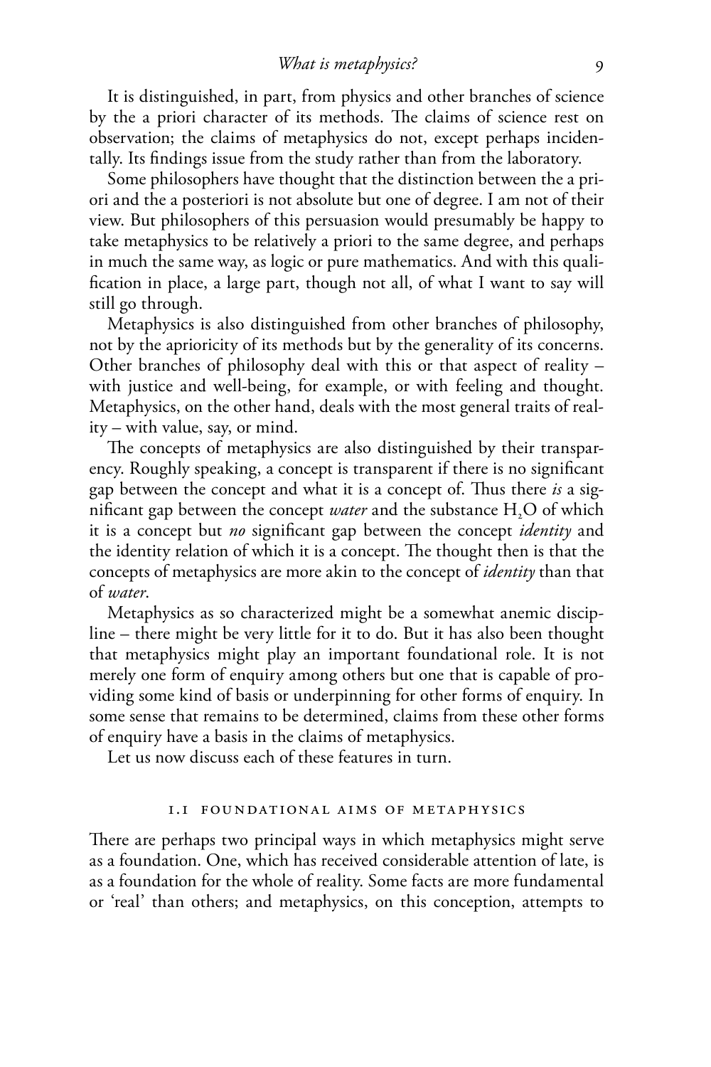It is distinguished, in part, from physics and other branches of science by the a priori character of its methods. The claims of science rest on observation; the claims of metaphysics do not, except perhaps incidentally. Its findings issue from the study rather than from the laboratory.

Some philosophers have thought that the distinction between the a priori and the a posteriori is not absolute but one of degree. I am not of their view. But philosophers of this persuasion would presumably be happy to take metaphysics to be relatively a priori to the same degree, and perhaps in much the same way, as logic or pure mathematics. And with this qualification in place, a large part, though not all, of what I want to say will still go through.

Metaphysics is also distinguished from other branches of philosophy, not by the aprioricity of its methods but by the generality of its concerns. Other branches of philosophy deal with this or that aspect of reality – with justice and well-being, for example, or with feeling and thought. Metaphysics, on the other hand, deals with the most general traits of reality – with value, say, or mind.

The concepts of metaphysics are also distinguished by their transparency. Roughly speaking, a concept is transparent if there is no significant gap between the concept and what it is a concept of. Thus there *is* a significant gap between the concept *water* and the substance $H_2O$ of which it is a concept but *no* significant gap between the concept *identity* and the identity relation of which it is a concept. The thought then is that the concepts of metaphysics are more akin to the concept of *identity* than that of *water*.

Metaphysics as so characterized might be a somewhat anemic discipline – there might be very little for it to do. But it has also been thought that metaphysics might play an important foundational role. It is not merely one form of enquiry among others but one that is capable of providing some kind of basis or underpinning for other forms of enquiry. In some sense that remains to be determined, claims from these other forms of enquiry have a basis in the claims of metaphysics.

Let us now discuss each of these features in turn.

### 1.1 FOUNDATIONAL AIMS OF METAPHYSICS

There are perhaps two principal ways in which metaphysics might serve as a foundation. One, which has received considerable attention of late, is as a foundation for the whole of reality. Some facts are more fundamental or 'real' than others; and metaphysics, on this conception, attempts to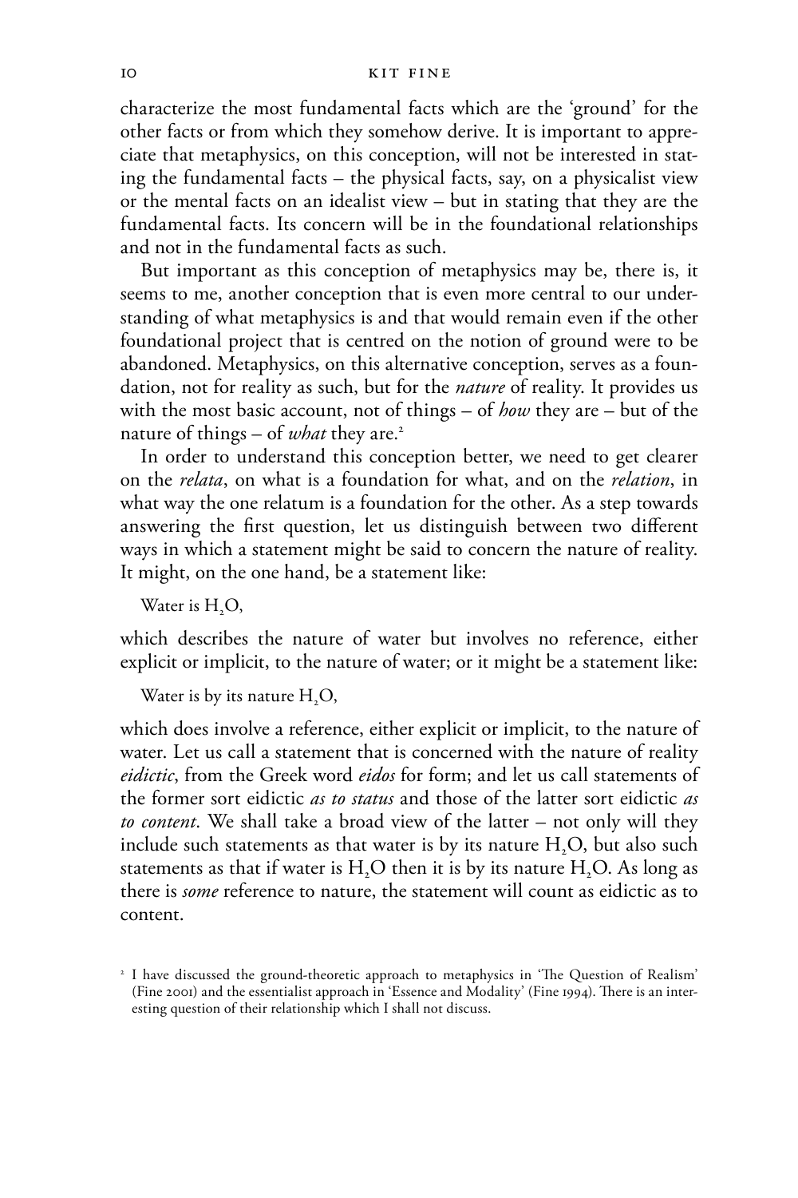characterize the most fundamental facts which are the 'ground' for the other facts or from which they somehow derive. It is important to appreciate that metaphysics, on this conception, will not be interested in stating the fundamental facts – the physical facts, say, on a physicalist view or the mental facts on an idealist view – but in stating that they are the fundamental facts. Its concern will be in the foundational relationships and not in the fundamental facts as such.

But important as this conception of metaphysics may be, there is, it seems to me, another conception that is even more central to our understanding of what metaphysics is and that would remain even if the other foundational project that is centred on the notion of ground were to be abandoned. Metaphysics, on this alternative conception, serves as a foundation, not for reality as such, but for the *nature* of reality. It provides us with the most basic account, not of things – of *how* they are – but of the nature of things – of *what* they are.[2]

In order to understand this conception better, we need to get clearer on the *relata*, on what is a foundation for what, and on the *relation*, in what way the one relatum is a foundation for the other. As a step towards answering the first question, let us distinguish between two different ways in which a statement might be said to concern the nature of reality. It might, on the one hand, be a statement like:

Water is $H_2O$,

which describes the nature of water but involves no reference, either explicit or implicit, to the nature of water; or it might be a statement like:

Water is by its nature $H_2O$,

which does involve a reference, either explicit or implicit, to the nature of water. Let us call a statement that is concerned with the nature of reality *eidictic*, from the Greek word *eidos* for form; and let us call statements of the former sort eidictic *as to status* and those of the latter sort eidictic *as to content*. We shall take a broad view of the latter – not only will they include such statements as that water is by its nature $H_2O$, but also such statements as that if water is $H_2O$ then it is by its nature $H_2O$. As long as there is *some* reference to nature, the statement will count as eidictic as to content.

[2] I have discussed the ground-theoretic approach to metaphysics in 'The Question of Realism' (Fine 2001) and the essentialist approach in 'Essence and Modality' (Fine 1994). There is an interesting question of their relationship which I shall not discuss.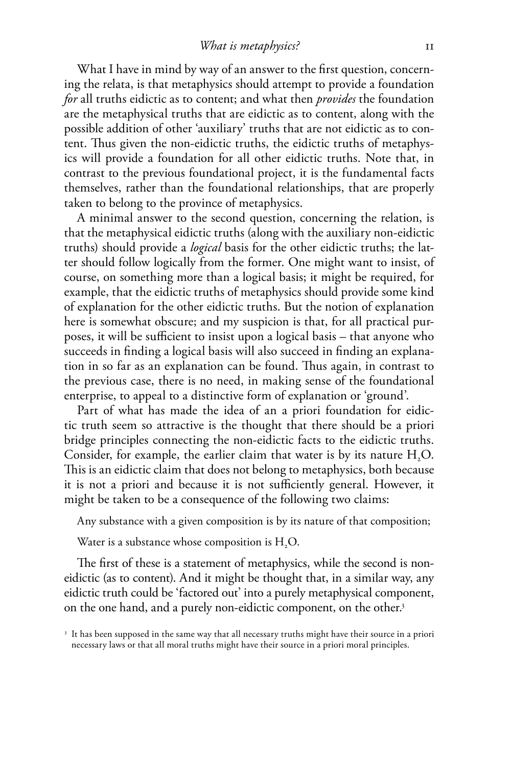What I have in mind by way of an answer to the first question, concerning the relata, is that metaphysics should attempt to provide a foundation *for* all truths eidictic as to content; and what then *provides* the foundation are the metaphysical truths that are eidictic as to content, along with the possible addition of other 'auxiliary' truths that are not eidictic as to content. Thus given the non-eidictic truths, the eidictic truths of metaphysics will provide a foundation for all other eidictic truths. Note that, in contrast to the previous foundational project, it is the fundamental facts themselves, rather than the foundational relationships, that are properly taken to belong to the province of metaphysics.

A minimal answer to the second question, concerning the relation, is that the metaphysical eidictic truths (along with the auxiliary non-eidictic truths) should provide a *logical* basis for the other eidictic truths; the latter should follow logically from the former. One might want to insist, of course, on something more than a logical basis; it might be required, for example, that the eidictic truths of metaphysics should provide some kind of explanation for the other eidictic truths. But the notion of explanation here is somewhat obscure; and my suspicion is that, for all practical purposes, it will be sufficient to insist upon a logical basis – that anyone who succeeds in finding a logical basis will also succeed in finding an explanation in so far as an explanation can be found. Thus again, in contrast to the previous case, there is no need, in making sense of the foundational enterprise, to appeal to a distinctive form of explanation or 'ground'.

Part of what has made the idea of an a priori foundation for eidictic truth seem so attractive is the thought that there should be a priori bridge principles connecting the non-eidictic facts to the eidictic truths. Consider, for example, the earlier claim that water is by its nature $H_2O$. This is an eidictic claim that does not belong to metaphysics, both because it is not a priori and because it is not sufficiently general. However, it might be taken to be a consequence of the following two claims:

Any substance with a given composition is by its nature of that composition;

Water is a substance whose composition is $H_2O$.

The first of these is a statement of metaphysics, while the second is non-eidictic (as to content). And it might be thought that, in a similar way, any eidictic truth could be 'factored out' into a purely metaphysical component, on the one hand, and a purely non-eidictic component, on the other.[3]

[3] It has been supposed in the same way that all necessary truths might have their source in a priori necessary laws or that all moral truths might have their source in a priori moral principles.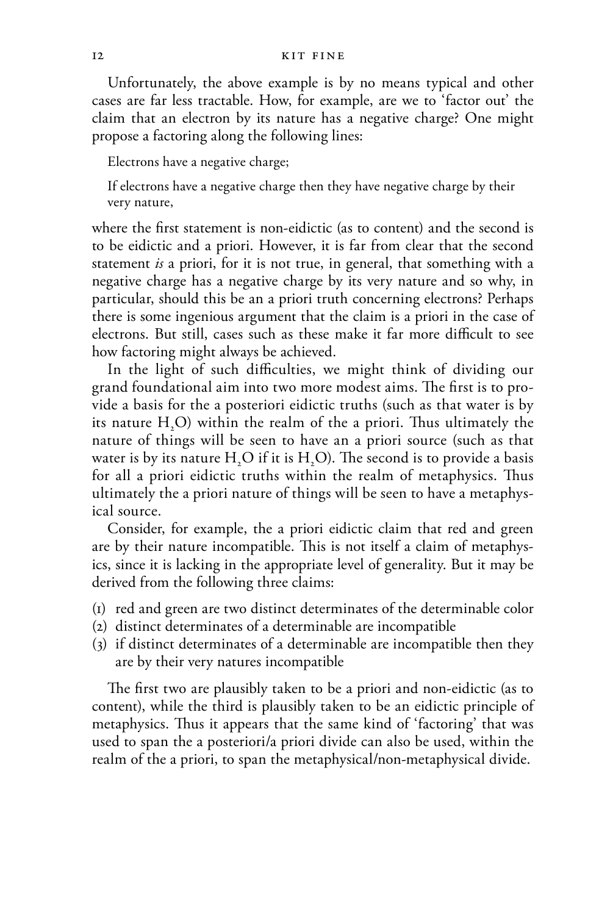Unfortunately, the above example is by no means typical and other cases are far less tractable. How, for example, are we to 'factor out' the claim that an electron by its nature has a negative charge? One might propose a factoring along the following lines:

> Electrons have a negative charge;
>
> If electrons have a negative charge then they have negative charge by their very nature,

where the first statement is non-eidictic (as to content) and the second is to be eidictic and a priori. However, it is far from clear that the second statement *is* a priori, for it is not true, in general, that something with a negative charge has a negative charge by its very nature and so why, in particular, should this be an a priori truth concerning electrons? Perhaps there is some ingenious argument that the claim is a priori in the case of electrons. But still, cases such as these make it far more difficult to see how factoring might always be achieved.

In the light of such difficulties, we might think of dividing our grand foundational aim into two more modest aims. The first is to provide a basis for the a posteriori eidictic truths (such as that water is by its nature $H_2O$) within the realm of the a priori. Thus ultimately the nature of things will be seen to have an a priori source (such as that water is by its nature $H_2O$ if it is $H_2O$). The second is to provide a basis for all a priori eidictic truths within the realm of metaphysics. Thus ultimately the a priori nature of things will be seen to have a metaphysical source.

Consider, for example, the a priori eidictic claim that red and green are by their nature incompatible. This is not itself a claim of metaphysics, since it is lacking in the appropriate level of generality. But it may be derived from the following three claims:

(1) red and green are two distinct determinates of the determinable color
(2) distinct determinates of a determinable are incompatible
(3) if distinct determinates of a determinable are incompatible then they are by their very natures incompatible

The first two are plausibly taken to be a priori and non-eidictic (as to content), while the third is plausibly taken to be an eidictic principle of metaphysics. Thus it appears that the same kind of 'factoring' that was used to span the a posteriori/a priori divide can also be used, within the realm of the a priori, to span the metaphysical/non-metaphysical divide.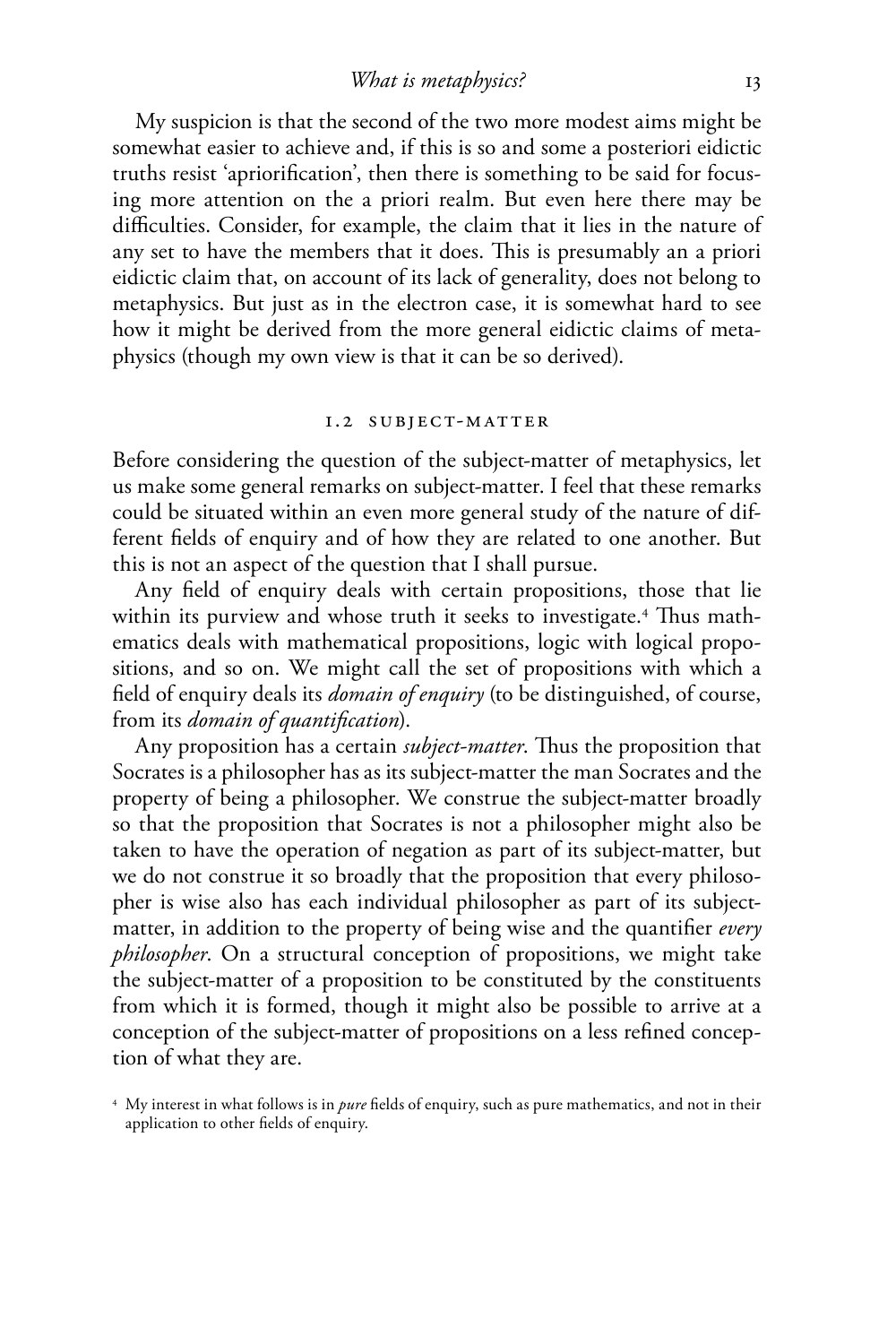My suspicion is that the second of the two more modest aims might be somewhat easier to achieve and, if this is so and some a posteriori eidictic truths resist 'apriorification', then there is something to be said for focusing more attention on the a priori realm. But even here there may be difficulties. Consider, for example, the claim that it lies in the nature of any set to have the members that it does. This is presumably an a priori eidictic claim that, on account of its lack of generality, does not belong to metaphysics. But just as in the electron case, it is somewhat hard to see how it might be derived from the more general eidictic claims of metaphysics (though my own view is that it can be so derived).

## 1.2 SUBJECT-MATTER

Before considering the question of the subject-matter of metaphysics, let us make some general remarks on subject-matter. I feel that these remarks could be situated within an even more general study of the nature of different fields of enquiry and of how they are related to one another. But this is not an aspect of the question that I shall pursue.

Any field of enquiry deals with certain propositions, those that lie within its purview and whose truth it seeks to investigate.[4] Thus mathematics deals with mathematical propositions, logic with logical propositions, and so on. We might call the set of propositions with which a field of enquiry deals its *domain of enquiry* (to be distinguished, of course, from its *domain of quantification*).

Any proposition has a certain *subject-matter*. Thus the proposition that Socrates is a philosopher has as its subject-matter the man Socrates and the property of being a philosopher. We construe the subject-matter broadly so that the proposition that Socrates is not a philosopher might also be taken to have the operation of negation as part of its subject-matter, but we do not construe it so broadly that the proposition that every philosopher is wise also has each individual philosopher as part of its subject-matter, in addition to the property of being wise and the quantifier *every philosopher*. On a structural conception of propositions, we might take the subject-matter of a proposition to be constituted by the constituents from which it is formed, though it might also be possible to arrive at a conception of the subject-matter of propositions on a less refined conception of what they are.

[4] My interest in what follows is in *pure* fields of enquiry, such as pure mathematics, and not in their application to other fields of enquiry.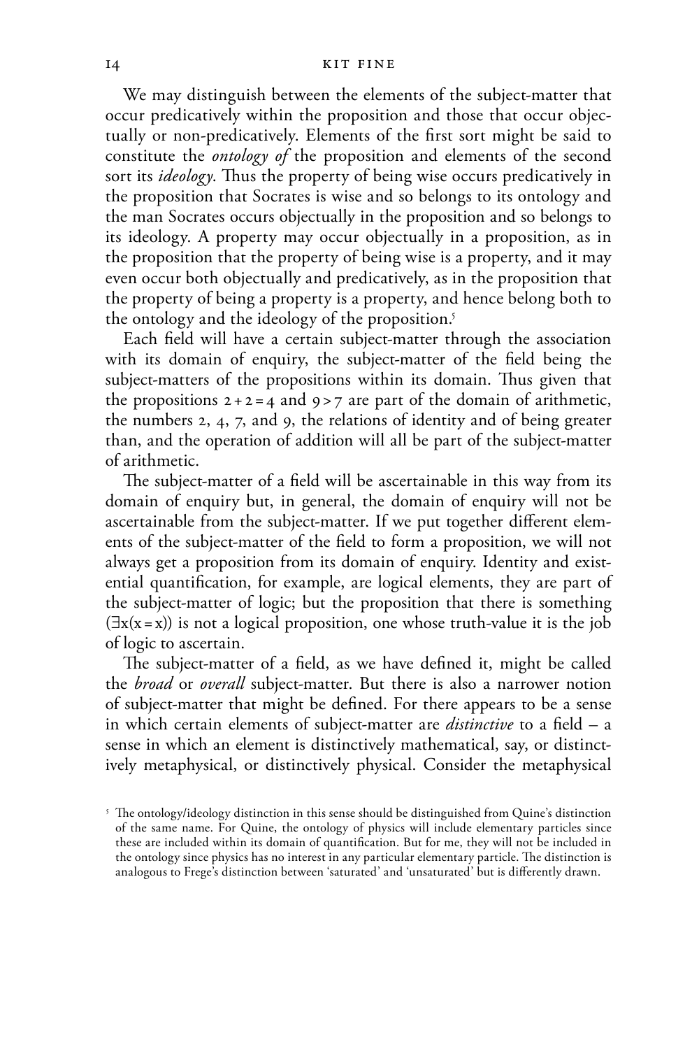We may distinguish between the elements of the subject-matter that occur predicatively within the proposition and those that occur objectually or non-predicatively. Elements of the first sort might be said to constitute the *ontology of* the proposition and elements of the second sort its *ideology*. Thus the property of being wise occurs predicatively in the proposition that Socrates is wise and so belongs to its ontology and the man Socrates occurs objectually in the proposition and so belongs to its ideology. A property may occur objectually in a proposition, as in the proposition that the property of being wise is a property, and it may even occur both objectually and predicatively, as in the proposition that the property of being a property is a property, and hence belong both to the ontology and the ideology of the proposition.[5]

Each field will have a certain subject-matter through the association with its domain of enquiry, the subject-matter of the field being the subject-matters of the propositions within its domain. Thus given that the propositions $2 + 2 = 4$ and $9 > 7$ are part of the domain of arithmetic, the numbers 2, 4, 7, and 9, the relations of identity and of being greater than, and the operation of addition will all be part of the subject-matter of arithmetic.

The subject-matter of a field will be ascertainable in this way from its domain of enquiry but, in general, the domain of enquiry will not be ascertainable from the subject-matter. If we put together different elements of the subject-matter of the field to form a proposition, we will not always get a proposition from its domain of enquiry. Identity and existential quantification, for example, are logical elements, they are part of the subject-matter of logic; but the proposition that there is something ($\exists x(x = x)$) is not a logical proposition, one whose truth-value it is the job of logic to ascertain.

The subject-matter of a field, as we have defined it, might be called the *broad* or *overall* subject-matter. But there is also a narrower notion of subject-matter that might be defined. For there appears to be a sense in which certain elements of subject-matter are *distinctive* to a field – a sense in which an element is distinctively mathematical, say, or distinctively metaphysical, or distinctively physical. Consider the metaphysical

[5] The ontology/ideology distinction in this sense should be distinguished from Quine's distinction of the same name. For Quine, the ontology of physics will include elementary particles since these are included within its domain of quantification. But for me, they will not be included in the ontology since physics has no interest in any particular elementary particle. The distinction is analogous to Frege's distinction between 'saturated' and 'unsaturated' but is differently drawn.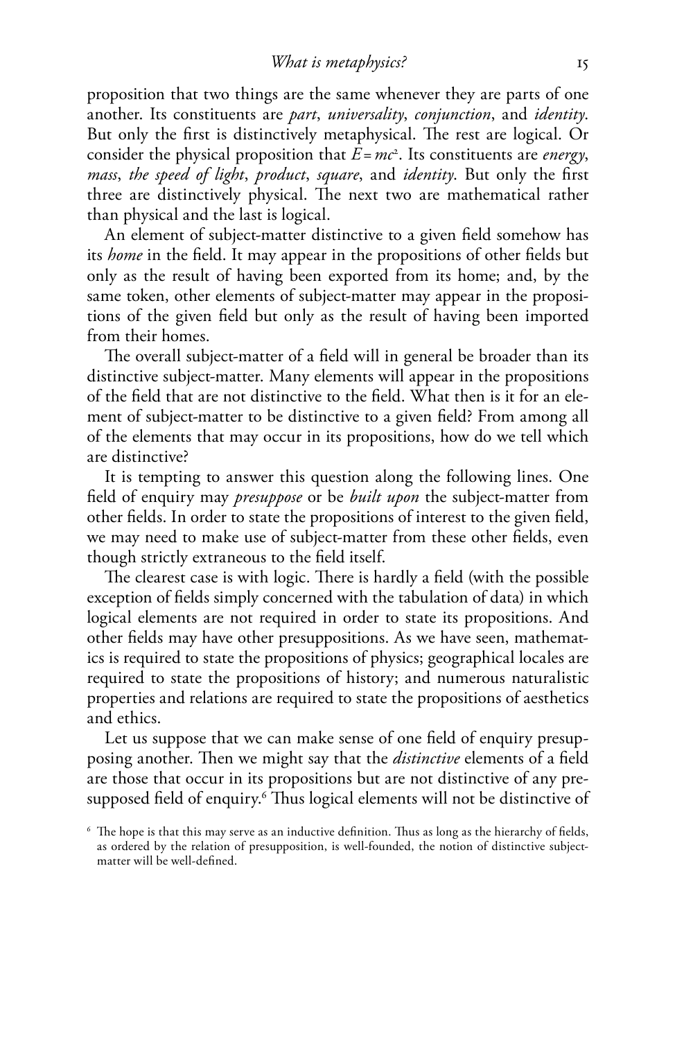proposition that two things are the same whenever they are parts of one another. Its constituents are *part*, *universality*, *conjunction*, and *identity*. But only the first is distinctively metaphysical. The rest are logical. Or consider the physical proposition that $E = mc^2$. Its constituents are *energy*, *mass*, *the speed of light*, *product*, *square*, and *identity*. But only the first three are distinctively physical. The next two are mathematical rather than physical and the last is logical.

An element of subject-matter distinctive to a given field somehow has its *home* in the field. It may appear in the propositions of other fields but only as the result of having been exported from its home; and, by the same token, other elements of subject-matter may appear in the propositions of the given field but only as the result of having been imported from their homes.

The overall subject-matter of a field will in general be broader than its distinctive subject-matter. Many elements will appear in the propositions of the field that are not distinctive to the field. What then is it for an element of subject-matter to be distinctive to a given field? From among all of the elements that may occur in its propositions, how do we tell which are distinctive?

It is tempting to answer this question along the following lines. One field of enquiry may *presuppose* or be *built upon* the subject-matter from other fields. In order to state the propositions of interest to the given field, we may need to make use of subject-matter from these other fields, even though strictly extraneous to the field itself.

The clearest case is with logic. There is hardly a field (with the possible exception of fields simply concerned with the tabulation of data) in which logical elements are not required in order to state its propositions. And other fields may have other presuppositions. As we have seen, mathematics is required to state the propositions of physics; geographical locales are required to state the propositions of history; and numerous naturalistic properties and relations are required to state the propositions of aesthetics and ethics.

Let us suppose that we can make sense of one field of enquiry presupposing another. Then we might say that the *distinctive* elements of a field are those that occur in its propositions but are not distinctive of any presupposed field of enquiry.[6] Thus logical elements will not be distinctive of

[6] The hope is that this may serve as an inductive definition. Thus as long as the hierarchy of fields, as ordered by the relation of presupposition, is well-founded, the notion of distinctive subject-matter will be well-defined.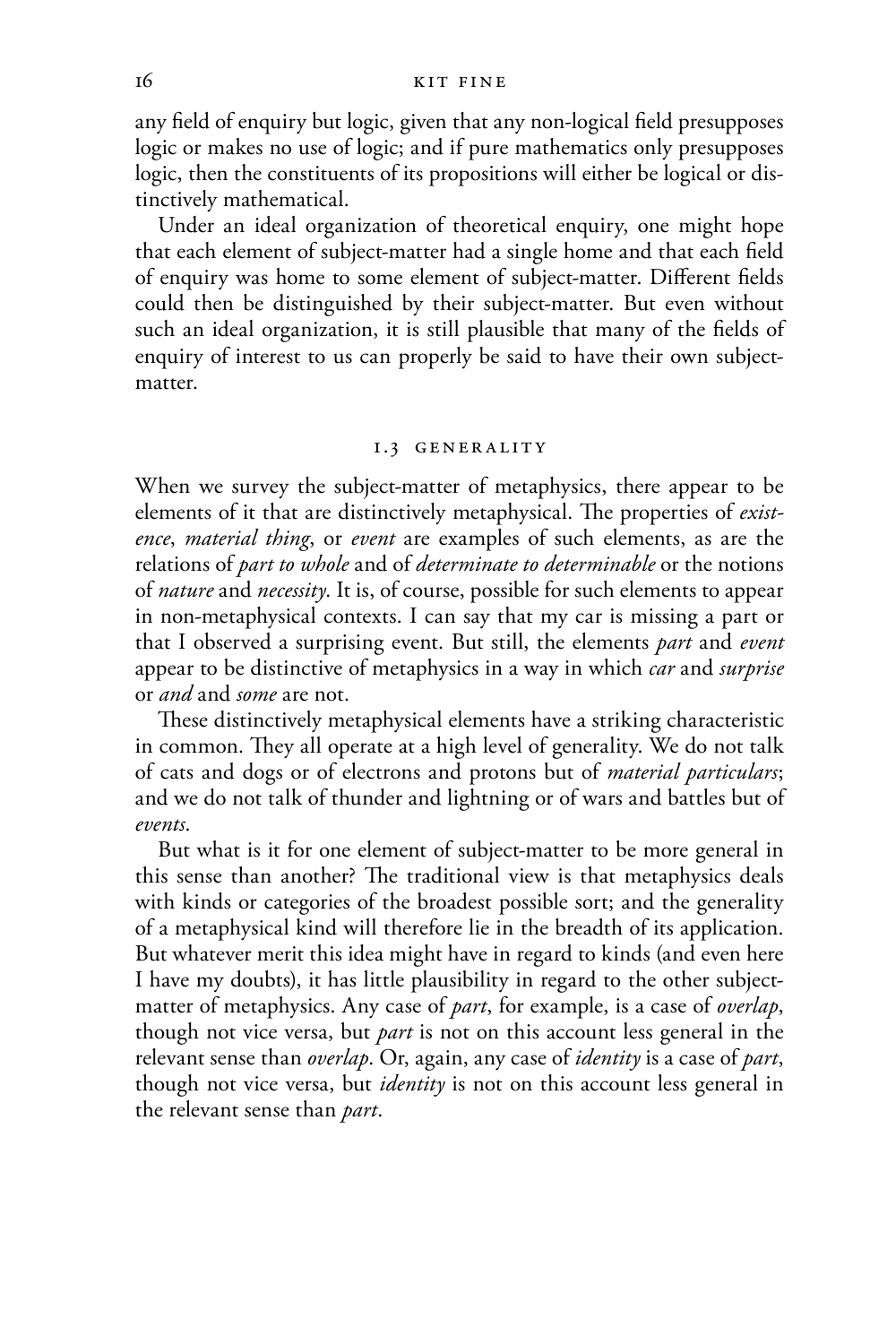any field of enquiry but logic, given that any non-logical field presupposes logic or makes no use of logic; and if pure mathematics only presupposes logic, then the constituents of its propositions will either be logical or distinctively mathematical.

Under an ideal organization of theoretical enquiry, one might hope that each element of subject-matter had a single home and that each field of enquiry was home to some element of subject-matter. Different fields could then be distinguished by their subject-matter. But even without such an ideal organization, it is still plausible that many of the fields of enquiry of interest to us can properly be said to have their own subject-matter.

## 1.3 GENERALITY

When we survey the subject-matter of metaphysics, there appear to be elements of it that are distinctively metaphysical. The properties of *existence*, *material thing*, or *event* are examples of such elements, as are the relations of *part to whole* and of *determinate to determinable* or the notions of *nature* and *necessity*. It is, of course, possible for such elements to appear in non-metaphysical contexts. I can say that my car is missing a part or that I observed a surprising event. But still, the elements *part* and *event* appear to be distinctive of metaphysics in a way in which *car* and *surprise* or *and* and *some* are not.

These distinctively metaphysical elements have a striking characteristic in common. They all operate at a high level of generality. We do not talk of cats and dogs or of electrons and protons but of *material particulars*; and we do not talk of thunder and lightning or of wars and battles but of *events*.

But what is it for one element of subject-matter to be more general in this sense than another? The traditional view is that metaphysics deals with kinds or categories of the broadest possible sort; and the generality of a metaphysical kind will therefore lie in the breadth of its application. But whatever merit this idea might have in regard to kinds (and even here I have my doubts), it has little plausibility in regard to the other subject-matter of metaphysics. Any case of *part*, for example, is a case of *overlap*, though not vice versa, but *part* is not on this account less general in the relevant sense than *overlap*. Or, again, any case of *identity* is a case of *part*, though not vice versa, but *identity* is not on this account less general in the relevant sense than *part*.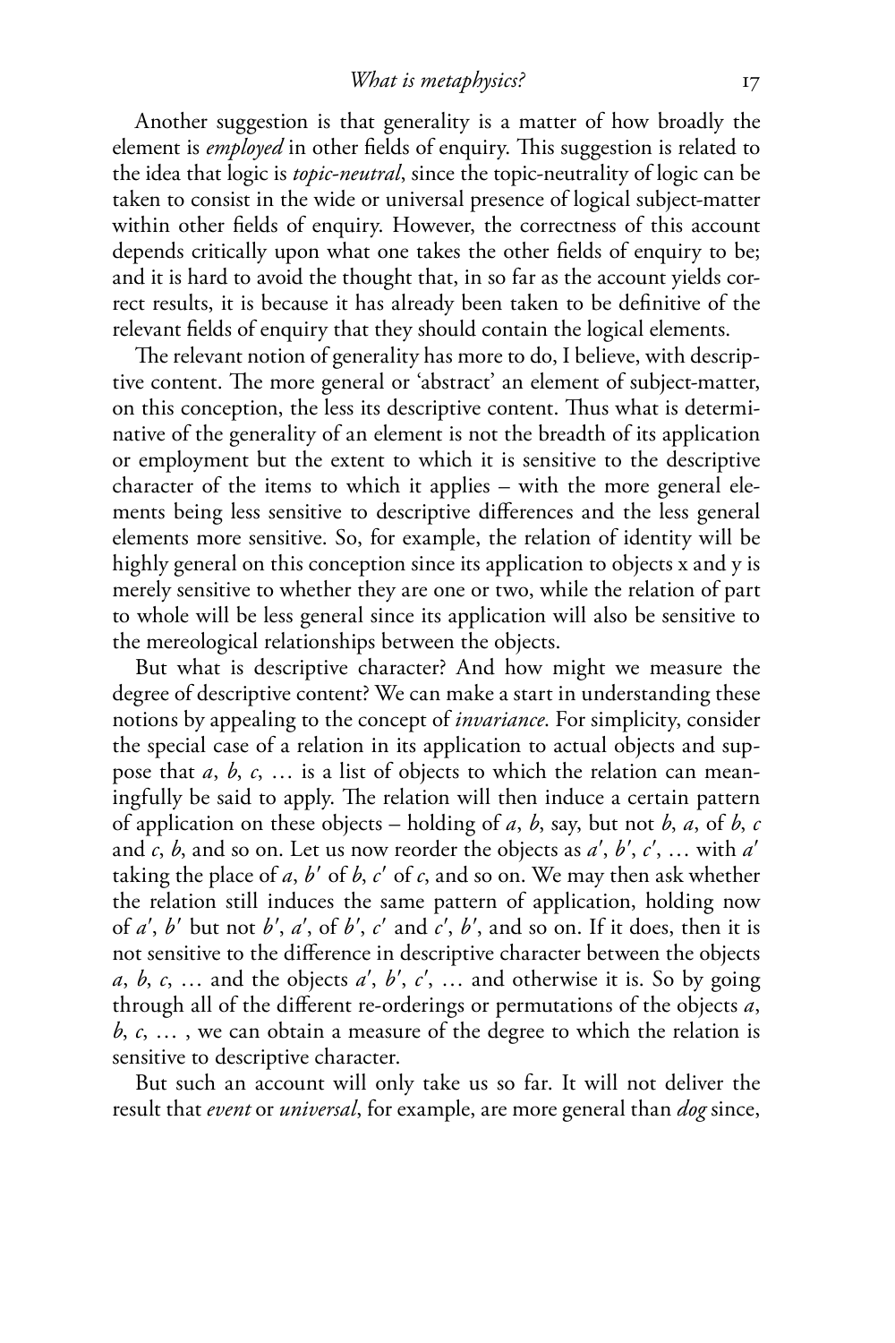Another suggestion is that generality is a matter of how broadly the element is *employed* in other fields of enquiry. This suggestion is related to the idea that logic is *topic-neutral*, since the topic-neutrality of logic can be taken to consist in the wide or universal presence of logical subject-matter within other fields of enquiry. However, the correctness of this account depends critically upon what one takes the other fields of enquiry to be; and it is hard to avoid the thought that, in so far as the account yields correct results, it is because it has already been taken to be definitive of the relevant fields of enquiry that they should contain the logical elements.

The relevant notion of generality has more to do, I believe, with descriptive content. The more general or 'abstract' an element of subject-matter, on this conception, the less its descriptive content. Thus what is determinative of the generality of an element is not the breadth of its application or employment but the extent to which it is sensitive to the descriptive character of the items to which it applies – with the more general elements being less sensitive to descriptive differences and the less general elements more sensitive. So, for example, the relation of identity will be highly general on this conception since its application to objects x and y is merely sensitive to whether they are one or two, while the relation of part to whole will be less general since its application will also be sensitive to the mereological relationships between the objects.

But what is descriptive character? And how might we measure the degree of descriptive content? We can make a start in understanding these notions by appealing to the concept of *invariance*. For simplicity, consider the special case of a relation in its application to actual objects and suppose that $a$, $b$, $c$, … is a list of objects to which the relation can meaningfully be said to apply. The relation will then induce a certain pattern of application on these objects – holding of $a$, $b$, say, but not $b$, $a$, of $b$, $c$ and $c$, $b$, and so on. Let us now reorder the objects as $a'$, $b'$, $c'$, … with $a'$ taking the place of $a$, $b'$ of $b$, $c'$ of $c$, and so on. We may then ask whether the relation still induces the same pattern of application, holding now of $a'$, $b'$ but not $b'$, $a'$, of $b'$, $c'$ and $c'$, $b'$, and so on. If it does, then it is not sensitive to the difference in descriptive character between the objects $a$, $b$, $c$, … and the objects $a'$, $b'$, $c'$, … and otherwise it is. So by going through all of the different re-orderings or permutations of the objects $a$, $b$, $c$, … , we can obtain a measure of the degree to which the relation is sensitive to descriptive character.

But such an account will only take us so far. It will not deliver the result that *event* or *universal*, for example, are more general than *dog* since,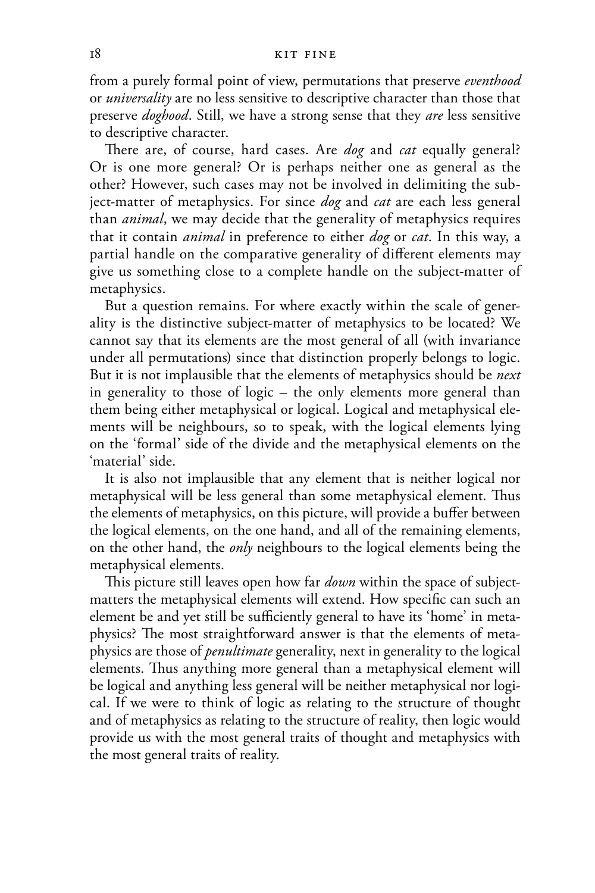from a purely formal point of view, permutations that preserve *eventhood* or *universality* are no less sensitive to descriptive character than those that preserve *doghood*. Still, we have a strong sense that they *are* less sensitive to descriptive character.

There are, of course, hard cases. Are *dog* and *cat* equally general? Or is one more general? Or is perhaps neither one as general as the other? However, such cases may not be involved in delimiting the subject-matter of metaphysics. For since *dog* and *cat* are each less general than *animal*, we may decide that the generality of metaphysics requires that it contain *animal* in preference to either *dog* or *cat*. In this way, a partial handle on the comparative generality of different elements may give us something close to a complete handle on the subject-matter of metaphysics.

But a question remains. For where exactly within the scale of generality is the distinctive subject-matter of metaphysics to be located? We cannot say that its elements are the most general of all (with invariance under all permutations) since that distinction properly belongs to logic. But it is not implausible that the elements of metaphysics should be *next* in generality to those of logic – the only elements more general than them being either metaphysical or logical. Logical and metaphysical elements will be neighbours, so to speak, with the logical elements lying on the 'formal' side of the divide and the metaphysical elements on the 'material' side.

It is also not implausible that any element that is neither logical nor metaphysical will be less general than some metaphysical element. Thus the elements of metaphysics, on this picture, will provide a buffer between the logical elements, on the one hand, and all of the remaining elements, on the other hand, the *only* neighbours to the logical elements being the metaphysical elements.

This picture still leaves open how far *down* within the space of subject-matters the metaphysical elements will extend. How specific can such an element be and yet still be sufficiently general to have its 'home' in metaphysics? The most straightforward answer is that the elements of metaphysics are those of *penultimate* generality, next in generality to the logical elements. Thus anything more general than a metaphysical element will be logical and anything less general will be neither metaphysical nor logical. If we were to think of logic as relating to the structure of thought and of metaphysics as relating to the structure of reality, then logic would provide us with the most general traits of thought and metaphysics with the most general traits of reality.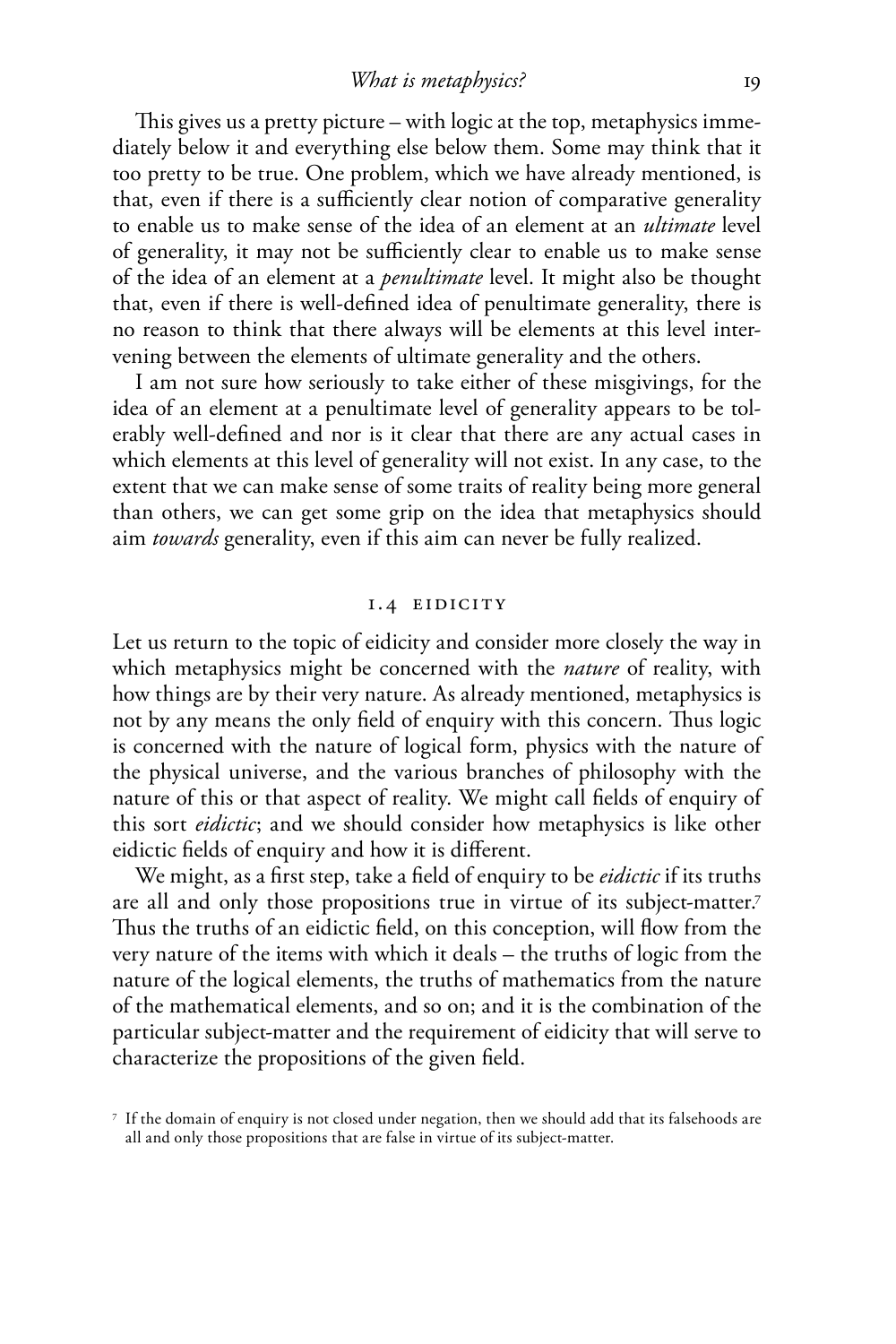This gives us a pretty picture – with logic at the top, metaphysics immediately below it and everything else below them. Some may think that it too pretty to be true. One problem, which we have already mentioned, is that, even if there is a sufficiently clear notion of comparative generality to enable us to make sense of the idea of an element at an *ultimate* level of generality, it may not be sufficiently clear to enable us to make sense of the idea of an element at a *penultimate* level. It might also be thought that, even if there is well-defined idea of penultimate generality, there is no reason to think that there always will be elements at this level intervening between the elements of ultimate generality and the others.

I am not sure how seriously to take either of these misgivings, for the idea of an element at a penultimate level of generality appears to be tolerably well-defined and nor is it clear that there are any actual cases in which elements at this level of generality will not exist. In any case, to the extent that we can make sense of some traits of reality being more general than others, we can get some grip on the idea that metaphysics should aim *towards* generality, even if this aim can never be fully realized.

## 1.4 EIDICITY

Let us return to the topic of eidicity and consider more closely the way in which metaphysics might be concerned with the *nature* of reality, with how things are by their very nature. As already mentioned, metaphysics is not by any means the only field of enquiry with this concern. Thus logic is concerned with the nature of logical form, physics with the nature of the physical universe, and the various branches of philosophy with the nature of this or that aspect of reality. We might call fields of enquiry of this sort *eidictic*; and we should consider how metaphysics is like other eidictic fields of enquiry and how it is different.

We might, as a first step, take a field of enquiry to be *eidictic* if its truths are all and only those propositions true in virtue of its subject-matter.[7] Thus the truths of an eidictic field, on this conception, will flow from the very nature of the items with which it deals – the truths of logic from the nature of the logical elements, the truths of mathematics from the nature of the mathematical elements, and so on; and it is the combination of the particular subject-matter and the requirement of eidicity that will serve to characterize the propositions of the given field.

[7] If the domain of enquiry is not closed under negation, then we should add that its falsehoods are all and only those propositions that are false in virtue of its subject-matter.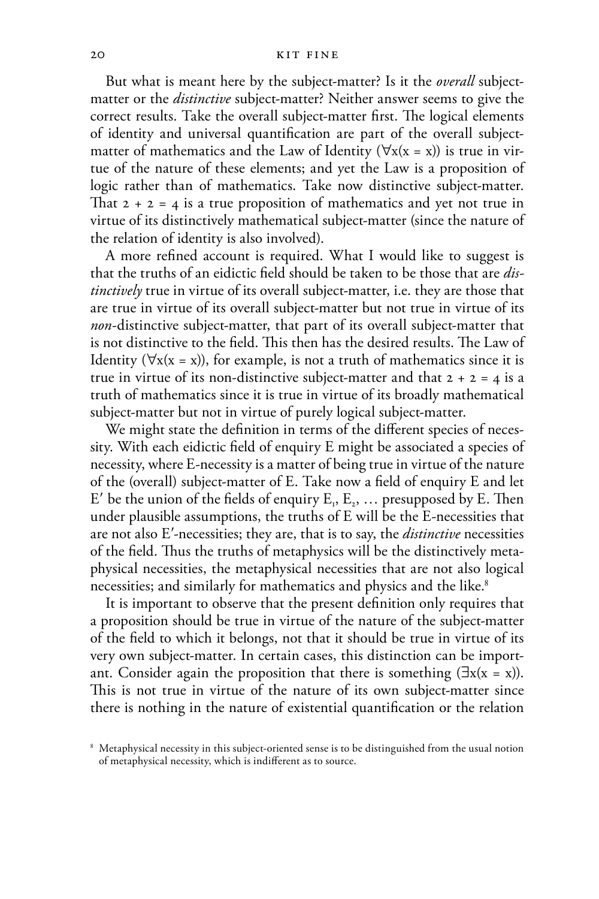But what is meant here by the subject-matter? Is it the *overall* subject-matter or the *distinctive* subject-matter? Neither answer seems to give the correct results. Take the overall subject-matter first. The logical elements of identity and universal quantification are part of the overall subject-matter of mathematics and the Law of Identity ($\forall x(x = x)$) is true in virtue of the nature of these elements; and yet the Law is a proposition of logic rather than of mathematics. Take now distinctive subject-matter. That $2 + 2 = 4$ is a true proposition of mathematics and yet not true in virtue of its distinctively mathematical subject-matter (since the nature of the relation of identity is also involved).

A more refined account is required. What I would like to suggest is that the truths of an eidictic field should be taken to be those that are *distinctively* true in virtue of its overall subject-matter, i.e. they are those that are true in virtue of its overall subject-matter but not true in virtue of its *non*-distinctive subject-matter, that part of its overall subject-matter that is not distinctive to the field. This then has the desired results. The Law of Identity ($\forall x(x = x)$), for example, is not a truth of mathematics since it is true in virtue of its non-distinctive subject-matter and that $2 + 2 = 4$ is a truth of mathematics since it is true in virtue of its broadly mathematical subject-matter but not in virtue of purely logical subject-matter.

We might state the definition in terms of the different species of necessity. With each eidictic field of enquiry E might be associated a species of necessity, where E-necessity is a matter of being true in virtue of the nature of the (overall) subject-matter of E. Take now a field of enquiry E and let $E'$ be the union of the fields of enquiry $E_1$, $E_2$, … presupposed by E. Then under plausible assumptions, the truths of E will be the E-necessities that are not also $E'$-necessities; they are, that is to say, the *distinctive* necessities of the field. Thus the truths of metaphysics will be the distinctively metaphysical necessities, the metaphysical necessities that are not also logical necessities; and similarly for mathematics and physics and the like.[8]

It is important to observe that the present definition only requires that a proposition should be true in virtue of the nature of the subject-matter of the field to which it belongs, not that it should be true in virtue of its very own subject-matter. In certain cases, this distinction can be important. Consider again the proposition that there is something ($\exists x(x = x)$). This is not true in virtue of the nature of its own subject-matter since there is nothing in the nature of existential quantification or the relation

[8] Metaphysical necessity in this subject-oriented sense is to be distinguished from the usual notion of metaphysical necessity, which is indifferent as to source.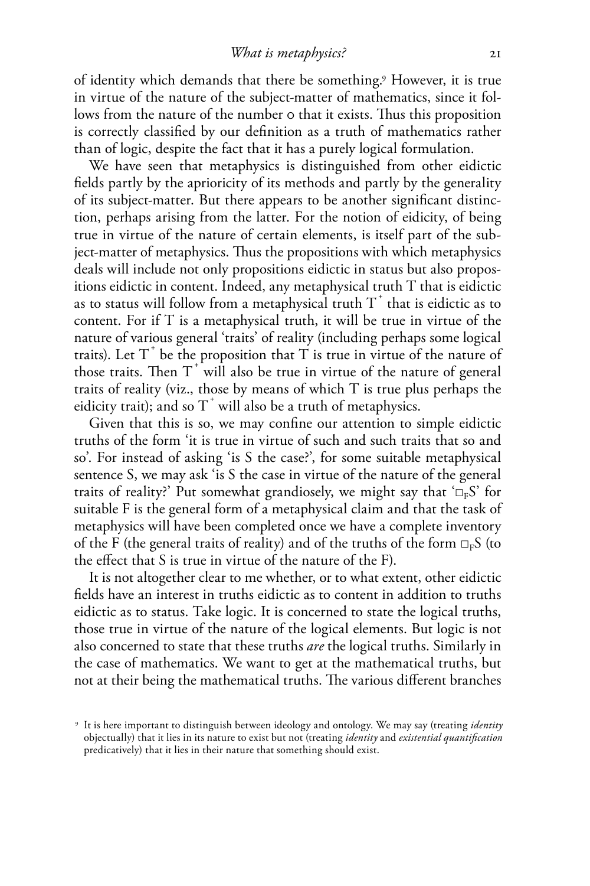of identity which demands that there be something.[9] However, it is true in virtue of the nature of the subject-matter of mathematics, since it follows from the nature of the number 0 that it exists. Thus this proposition is correctly classified by our definition as a truth of mathematics rather than of logic, despite the fact that it has a purely logical formulation.

We have seen that metaphysics is distinguished from other eidictic fields partly by the aprioricity of its methods and partly by the generality of its subject-matter. But there appears to be another significant distinction, perhaps arising from the latter. For the notion of eidicity, of being true in virtue of the nature of certain elements, is itself part of the subject-matter of metaphysics. Thus the propositions with which metaphysics deals will include not only propositions eidictic in status but also propositions eidictic in content. Indeed, any metaphysical truth T that is eidictic as to status will follow from a metaphysical truth $T^+$ that is eidictic as to content. For if T is a metaphysical truth, it will be true in virtue of the nature of various general 'traits' of reality (including perhaps some logical traits). Let $T^+$ be the proposition that T is true in virtue of the nature of those traits. Then $T^+$ will also be true in virtue of the nature of general traits of reality (viz., those by means of which T is true plus perhaps the eidicity trait); and so $T^+$ will also be a truth of metaphysics.

Given that this is so, we may confine our attention to simple eidictic truths of the form 'it is true in virtue of such and such traits that so and so'. For instead of asking 'is S the case?', for some suitable metaphysical sentence S, we may ask 'is S the case in virtue of the nature of the general traits of reality?' Put somewhat grandiosely, we might say that '$\Box_F S$' for suitable F is the general form of a metaphysical claim and that the task of metaphysics will have been completed once we have a complete inventory of the F (the general traits of reality) and of the truths of the form $\Box_F S$ (to the effect that S is true in virtue of the nature of the F).

It is not altogether clear to me whether, or to what extent, other eidictic fields have an interest in truths eidictic as to content in addition to truths eidictic as to status. Take logic. It is concerned to state the logical truths, those true in virtue of the nature of the logical elements. But logic is not also concerned to state that these truths *are* the logical truths. Similarly in the case of mathematics. We want to get at the mathematical truths, but not at their being the mathematical truths. The various different branches

[9] It is here important to distinguish between ideology and ontology. We may say (treating *identity* objectually) that it lies in its nature to exist but not (treating *identity* and *existential quantification* predicatively) that it lies in their nature that something should exist.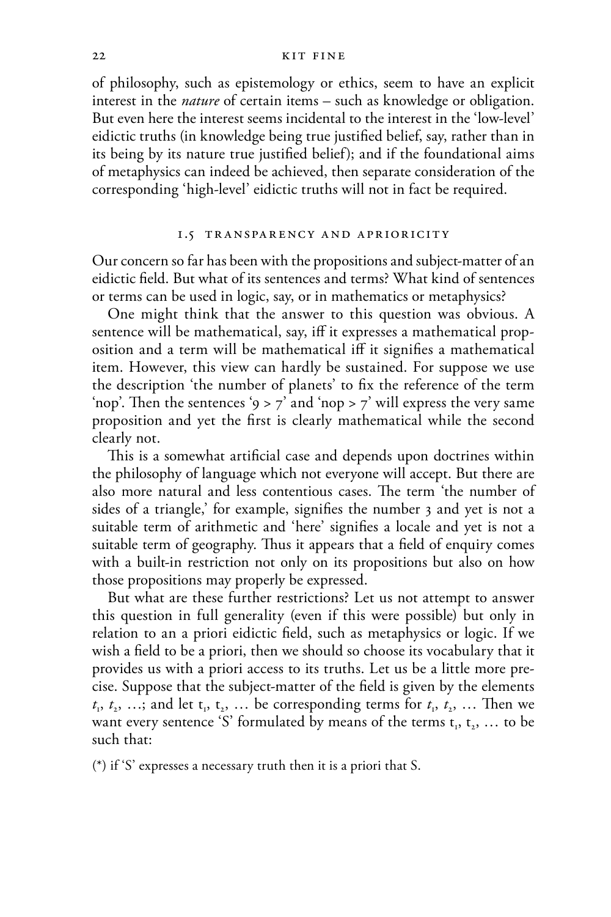of philosophy, such as epistemology or ethics, seem to have an explicit interest in the *nature* of certain items – such as knowledge or obligation. But even here the interest seems incidental to the interest in the 'low-level' eidictic truths (in knowledge being true justified belief, say, rather than in its being by its nature true justified belief); and if the foundational aims of metaphysics can indeed be achieved, then separate consideration of the corresponding 'high-level' eidictic truths will not in fact be required.

## 1.5 TRANSPARENCY AND APRIORICITY

Our concern so far has been with the propositions and subject-matter of an eidictic field. But what of its sentences and terms? What kind of sentences or terms can be used in logic, say, or in mathematics or metaphysics?

One might think that the answer to this question was obvious. A sentence will be mathematical, say, iff it expresses a mathematical proposition and a term will be mathematical iff it signifies a mathematical item. However, this view can hardly be sustained. For suppose we use the description 'the number of planets' to fix the reference of the term 'nop'. Then the sentences '9 > 7' and 'nop > 7' will express the very same proposition and yet the first is clearly mathematical while the second clearly not.

This is a somewhat artificial case and depends upon doctrines within the philosophy of language which not everyone will accept. But there are also more natural and less contentious cases. The term 'the number of sides of a triangle,' for example, signifies the number 3 and yet is not a suitable term of arithmetic and 'here' signifies a locale and yet is not a suitable term of geography. Thus it appears that a field of enquiry comes with a built-in restriction not only on its propositions but also on how those propositions may properly be expressed.

But what are these further restrictions? Let us not attempt to answer this question in full generality (even if this were possible) but only in relation to an a priori eidictic field, such as metaphysics or logic. If we wish a field to be a priori, then we should so choose its vocabulary that it provides us with a priori access to its truths. Let us be a little more precise. Suppose that the subject-matter of the field is given by the elements $t_1$, $t_2$, …; and let $\mathrm{t}_1$, $\mathrm{t}_2$, … be corresponding terms for $t_1$, $t_2$, … Then we want every sentence 'S' formulated by means of the terms $\mathrm{t}_1$, $\mathrm{t}_2$, … to be such that:

(*) if 'S' expresses a necessary truth then it is a priori that S.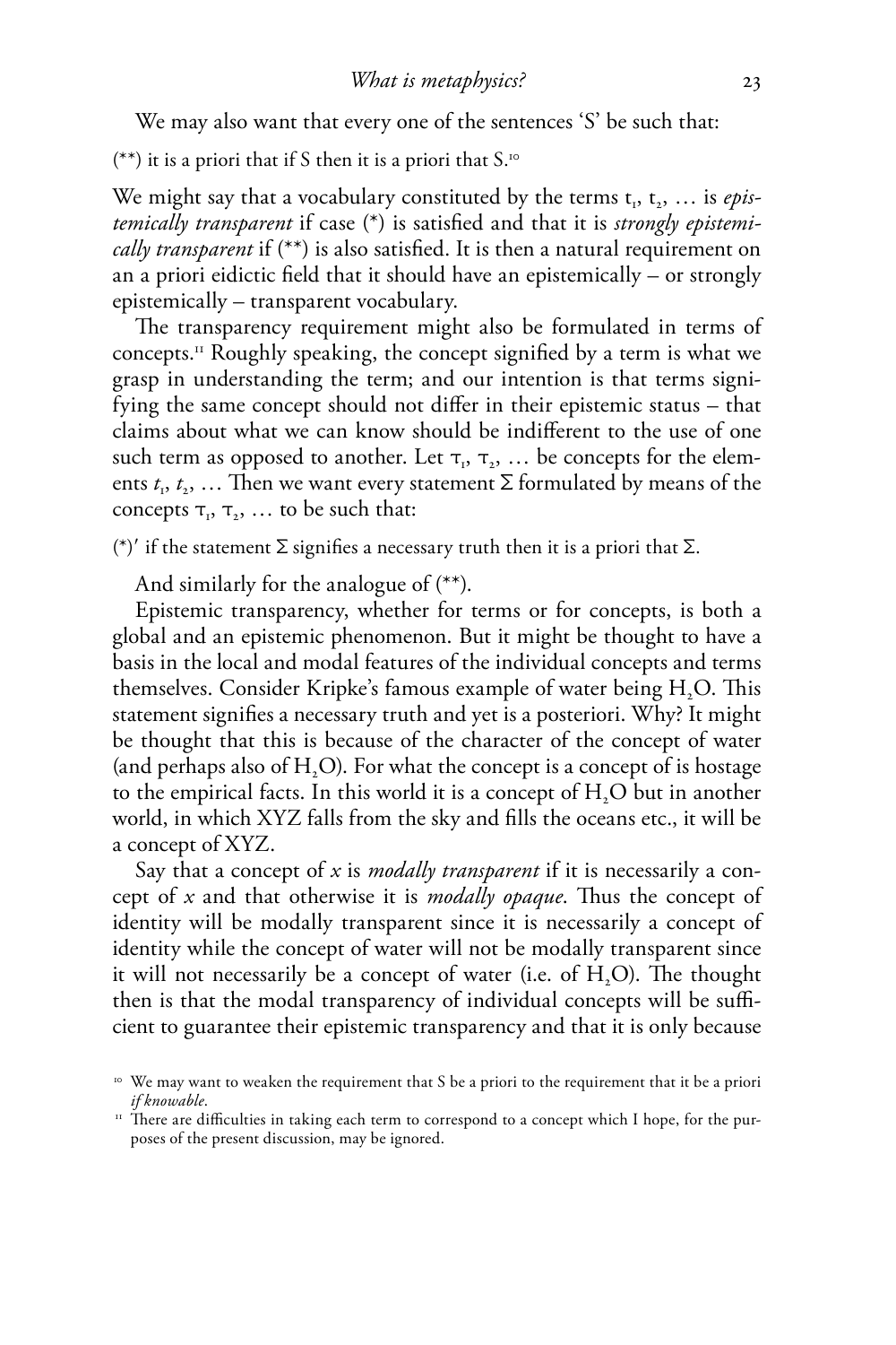We may also want that every one of the sentences ‘S’ be such that:

(**) it is a priori that if S then it is a priori that S.[10]

We might say that a vocabulary constituted by the terms $t_1$, $t_2$, … is *epistemically transparent* if case (*) is satisfied and that it is *strongly epistemically transparent* if (**) is also satisfied. It is then a natural requirement on an a priori eidictic field that it should have an epistemically – or strongly epistemically – transparent vocabulary.

The transparency requirement might also be formulated in terms of concepts.[11] Roughly speaking, the concept signified by a term is what we grasp in understanding the term; and our intention is that terms signifying the same concept should not differ in their epistemic status – that claims about what we can know should be indifferent to the use of one such term as opposed to another. Let $\tau_1$, $\tau_2$, … be concepts for the elements $t_1$, $t_2$, … Then we want every statement $\Sigma$ formulated by means of the concepts $\tau_1$, $\tau_2$, … to be such that:

(*)′ if the statement $\Sigma$ signifies a necessary truth then it is a priori that $\Sigma$.

And similarly for the analogue of (**).

Epistemic transparency, whether for terms or for concepts, is both a global and an epistemic phenomenon. But it might be thought to have a basis in the local and modal features of the individual concepts and terms themselves. Consider Kripke’s famous example of water being $H_2O$. This statement signifies a necessary truth and yet is a posteriori. Why? It might be thought that this is because of the character of the concept of water (and perhaps also of $H_2O$). For what the concept is a concept of is hostage to the empirical facts. In this world it is a concept of $H_2O$ but in another world, in which XYZ falls from the sky and fills the oceans etc., it will be a concept of XYZ.

Say that a concept of *x* is *modally transparent* if it is necessarily a concept of *x* and that otherwise it is *modally opaque*. Thus the concept of identity will be modally transparent since it is necessarily a concept of identity while the concept of water will not be modally transparent since it will not necessarily be a concept of water (i.e. of $H_2O$). The thought then is that the modal transparency of individual concepts will be sufficient to guarantee their epistemic transparency and that it is only because

[10] We may want to weaken the requirement that S be a priori to the requirement that it be a priori *if knowable*.

[11] There are difficulties in taking each term to correspond to a concept which I hope, for the purposes of the present discussion, may be ignored.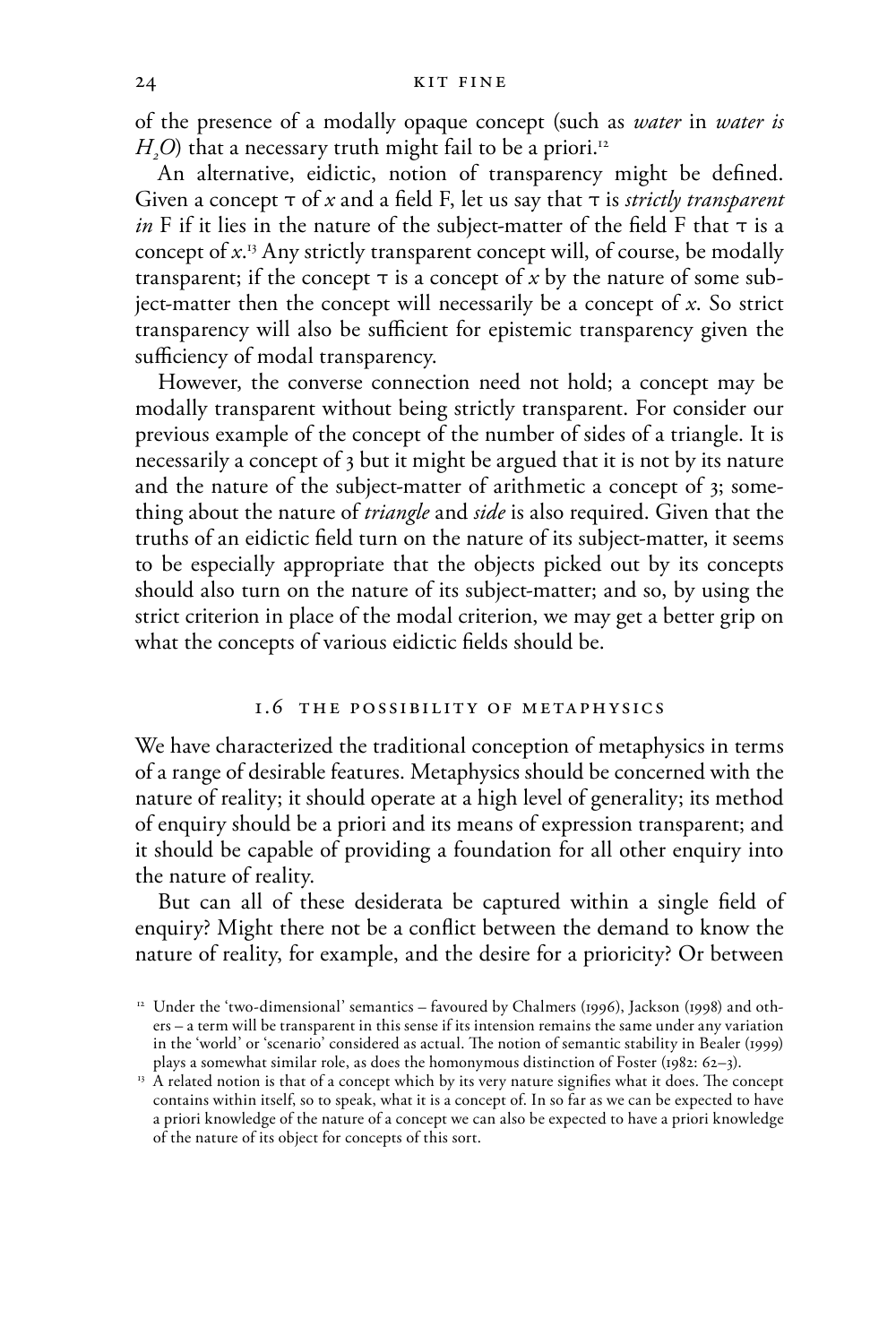of the presence of a modally opaque concept (such as *water* in *water is $H_2O$*) that a necessary truth might fail to be a priori.[12]

An alternative, eidictic, notion of transparency might be defined. Given a concept τ of *x* and a field F, let us say that τ is *strictly transparent in* F if it lies in the nature of the subject-matter of the field F that τ is a concept of *x*.[13] Any strictly transparent concept will, of course, be modally transparent; if the concept τ is a concept of *x* by the nature of some subject-matter then the concept will necessarily be a concept of *x*. So strict transparency will also be sufficient for epistemic transparency given the sufficiency of modal transparency.

However, the converse connection need not hold; a concept may be modally transparent without being strictly transparent. For consider our previous example of the concept of the number of sides of a triangle. It is necessarily a concept of 3 but it might be argued that it is not by its nature and the nature of the subject-matter of arithmetic a concept of 3; something about the nature of *triangle* and *side* is also required. Given that the truths of an eidictic field turn on the nature of its subject-matter, it seems to be especially appropriate that the objects picked out by its concepts should also turn on the nature of its subject-matter; and so, by using the strict criterion in place of the modal criterion, we may get a better grip on what the concepts of various eidictic fields should be.

## 1.6 THE POSSIBILITY OF METAPHYSICS

We have characterized the traditional conception of metaphysics in terms of a range of desirable features. Metaphysics should be concerned with the nature of reality; it should operate at a high level of generality; its method of enquiry should be a priori and its means of expression transparent; and it should be capable of providing a foundation for all other enquiry into the nature of reality.

But can all of these desiderata be captured within a single field of enquiry? Might there not be a conflict between the demand to know the nature of reality, for example, and the desire for a prioricity? Or between

[12] Under the 'two-dimensional' semantics – favoured by Chalmers (1996), Jackson (1998) and others – a term will be transparent in this sense if its intension remains the same under any variation in the 'world' or 'scenario' considered as actual. The notion of semantic stability in Bealer (1999) plays a somewhat similar role, as does the homonymous distinction of Foster (1982: 62–3).

[13] A related notion is that of a concept which by its very nature signifies what it does. The concept contains within itself, so to speak, what it is a concept of. In so far as we can be expected to have a priori knowledge of the nature of a concept we can also be expected to have a priori knowledge of the nature of its object for concepts of this sort.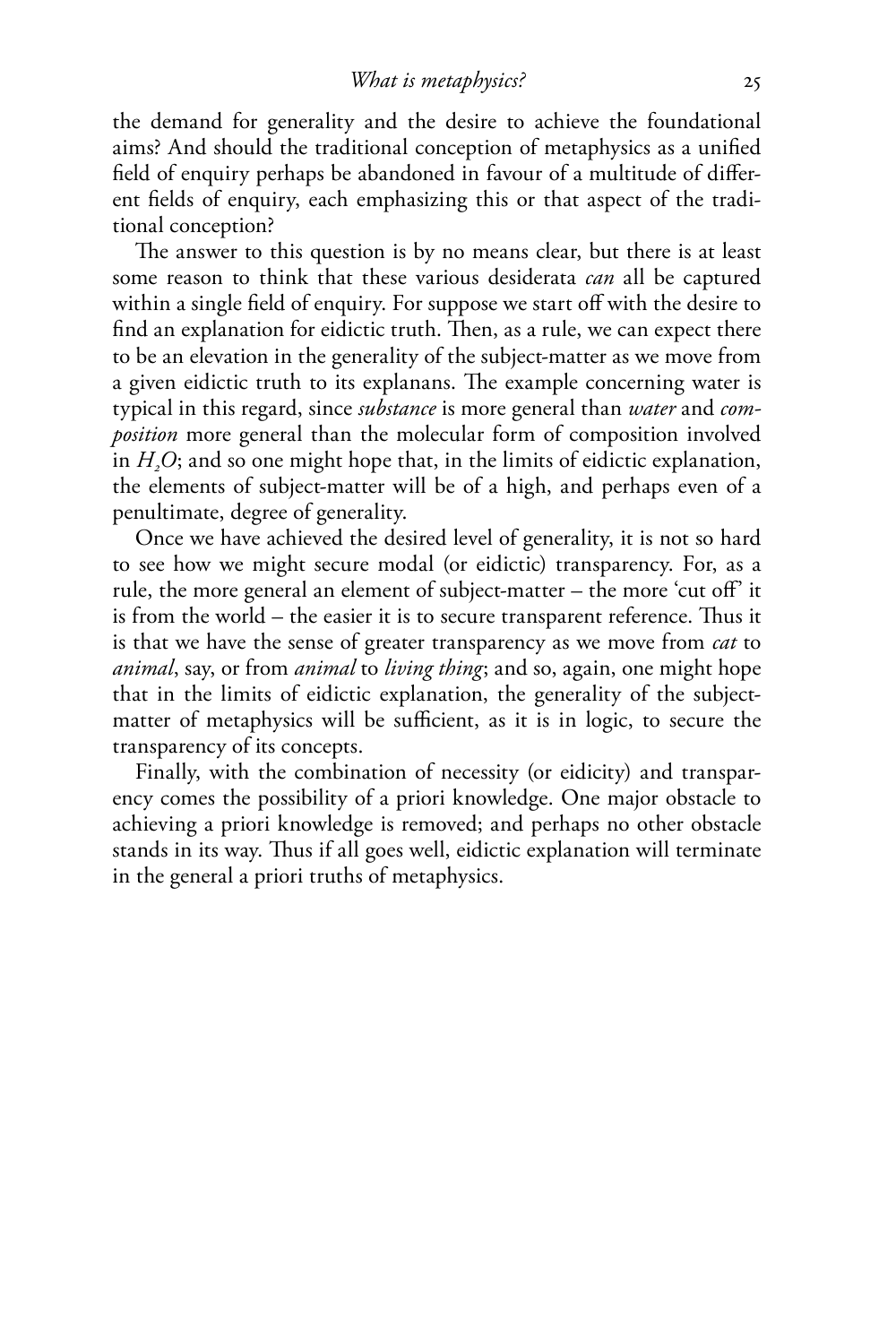the demand for generality and the desire to achieve the foundational aims? And should the traditional conception of metaphysics as a unified field of enquiry perhaps be abandoned in favour of a multitude of different fields of enquiry, each emphasizing this or that aspect of the traditional conception?

The answer to this question is by no means clear, but there is at least some reason to think that these various desiderata *can* all be captured within a single field of enquiry. For suppose we start off with the desire to find an explanation for eidictic truth. Then, as a rule, we can expect there to be an elevation in the generality of the subject-matter as we move from a given eidictic truth to its explanans. The example concerning water is typical in this regard, since *substance* is more general than *water* and *composition* more general than the molecular form of composition involved in $H_2O$; and so one might hope that, in the limits of eidictic explanation, the elements of subject-matter will be of a high, and perhaps even of a penultimate, degree of generality.

Once we have achieved the desired level of generality, it is not so hard to see how we might secure modal (or eidictic) transparency. For, as a rule, the more general an element of subject-matter – the more 'cut off' it is from the world – the easier it is to secure transparent reference. Thus it is that we have the sense of greater transparency as we move from *cat* to *animal*, say, or from *animal* to *living thing*; and so, again, one might hope that in the limits of eidictic explanation, the generality of the subject-matter of metaphysics will be sufficient, as it is in logic, to secure the transparency of its concepts.

Finally, with the combination of necessity (or eidicity) and transparency comes the possibility of a priori knowledge. One major obstacle to achieving a priori knowledge is removed; and perhaps no other obstacle stands in its way. Thus if all goes well, eidictic explanation will terminate in the general a priori truths of metaphysics.